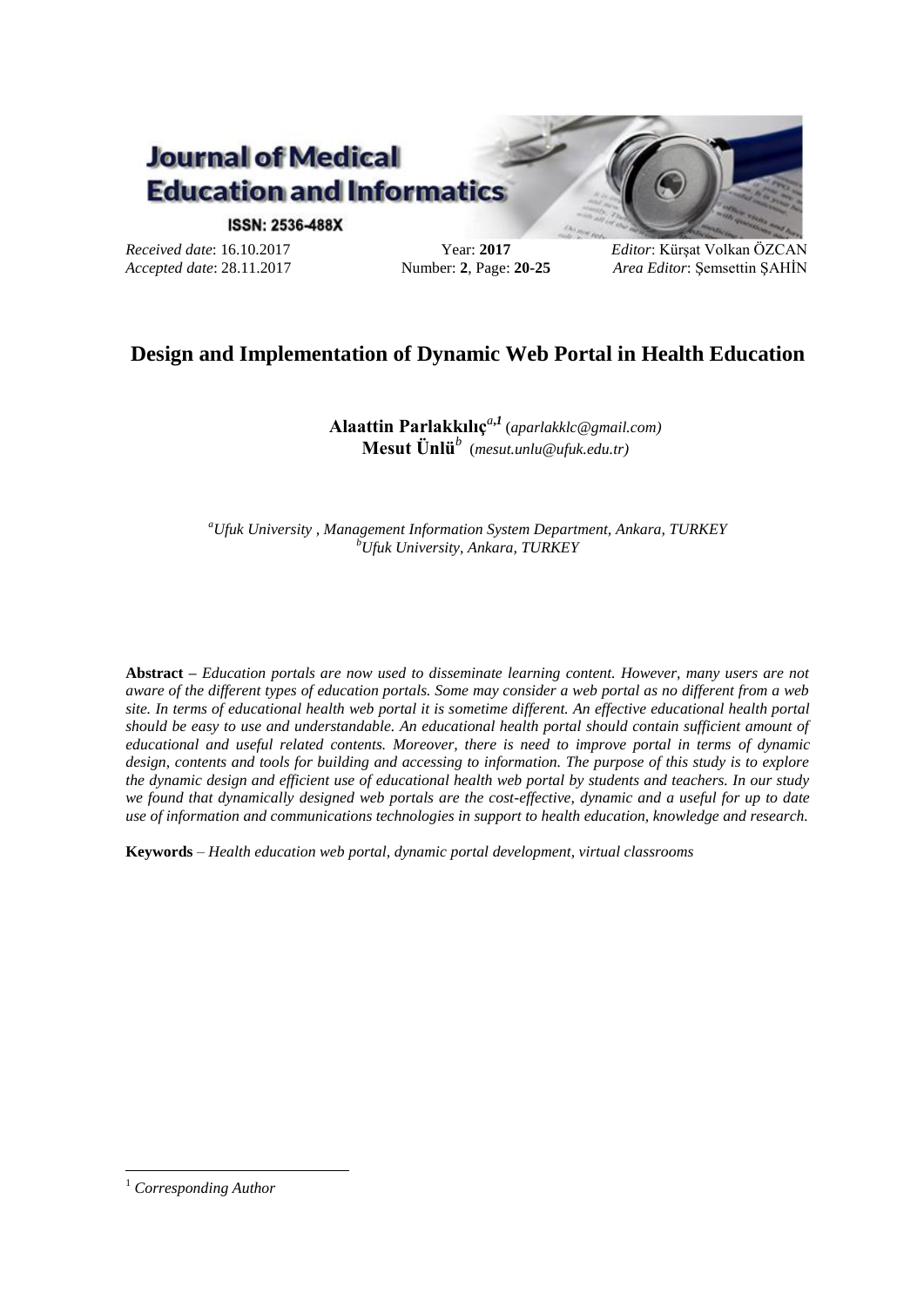**Journal of Medical Education and Informatics**

ISSN: 2536-488X

*Received date*: 16.10.2017
*Accepted date*: 28.11.2017

Year: **2017**
Number: **2**, Page: **20-25**

*Editor*: Kürşat Volkan ÖZCAN
*Area Editor*: Şemsettin ŞAHİN

# Design and Implementation of Dynamic Web Portal in Health Education

**Alaattin Parlakkılıç**[a,1] (*aparlakklc@gmail.com*)
**Mesut Ünlü**[b] (*mesut.unlu@ufuk.edu.tr*)

[a] *Ufuk University , Management Information System Department, Ankara, TURKEY*
[b] *Ufuk University, Ankara, TURKEY*

**Abstract –** *Education portals are now used to disseminate learning content. However, many users are not aware of the different types of education portals. Some may consider a web portal as no different from a web site. In terms of educational health web portal it is sometime different. An effective educational health portal should be easy to use and understandable. An educational health portal should contain sufficient amount of educational and useful related contents. Moreover, there is need to improve portal in terms of dynamic design, contents and tools for building and accessing to information. The purpose of this study is to explore the dynamic design and efficient use of educational health web portal by students and teachers. In our study we found that dynamically designed web portals are the cost-effective, dynamic and a useful for up to date use of information and communications technologies in support to health education, knowledge and research.*

**Keywords** – *Health education web portal, dynamic portal development, virtual classrooms*

[1] *Corresponding Author*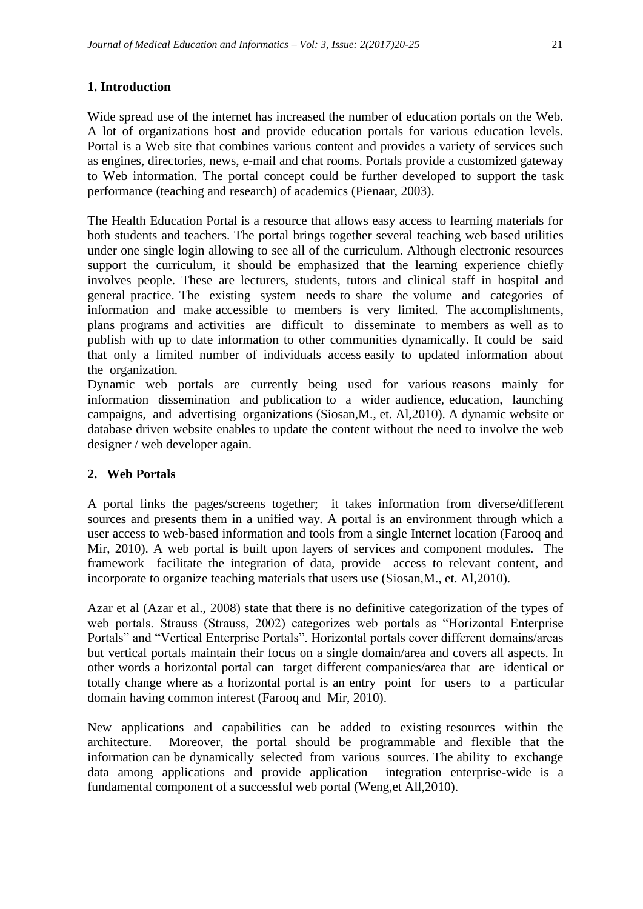## 1. Introduction

Wide spread use of the internet has increased the number of education portals on the Web. A lot of organizations host and provide education portals for various education levels. Portal is a Web site that combines various content and provides a variety of services such as engines, directories, news, e-mail and chat rooms. Portals provide a customized gateway to Web information. The portal concept could be further developed to support the task performance (teaching and research) of academics (Pienaar, 2003).

The Health Education Portal is a resource that allows easy access to learning materials for both students and teachers. The portal brings together several teaching web based utilities under one single login allowing to see all of the curriculum. Although electronic resources support the curriculum, it should be emphasized that the learning experience chiefly involves people. These are lecturers, students, tutors and clinical staff in hospital and general practice. The existing system needs to share the volume and categories of information and make accessible to members is very limited. The accomplishments, plans programs and activities are difficult to disseminate to members as well as to publish with up to date information to other communities dynamically. It could be said that only a limited number of individuals access easily to updated information about the organization.

Dynamic web portals are currently being used for various reasons mainly for information dissemination and publication to a wider audience, education, launching campaigns, and advertising organizations (Siosan,M., et. Al,2010). A dynamic website or database driven website enables to update the content without the need to involve the web designer / web developer again.

## 2. Web Portals

A portal links the pages/screens together; it takes information from diverse/different sources and presents them in a unified way. A portal is an environment through which a user access to web-based information and tools from a single Internet location (Farooq and Mir, 2010). A web portal is built upon layers of services and component modules. The framework facilitate the integration of data, provide access to relevant content, and incorporate to organize teaching materials that users use (Siosan,M., et. Al,2010).

Azar et al (Azar et al., 2008) state that there is no definitive categorization of the types of web portals. Strauss (Strauss, 2002) categorizes web portals as "Horizontal Enterprise Portals" and "Vertical Enterprise Portals". Horizontal portals cover different domains/areas but vertical portals maintain their focus on a single domain/area and covers all aspects. In other words a horizontal portal can target different companies/area that are identical or totally change where as a horizontal portal is an entry point for users to a particular domain having common interest (Farooq and Mir, 2010).

New applications and capabilities can be added to existing resources within the architecture. Moreover, the portal should be programmable and flexible that the information can be dynamically selected from various sources. The ability to exchange data among applications and provide application integration enterprise-wide is a fundamental component of a successful web portal (Weng,et All,2010).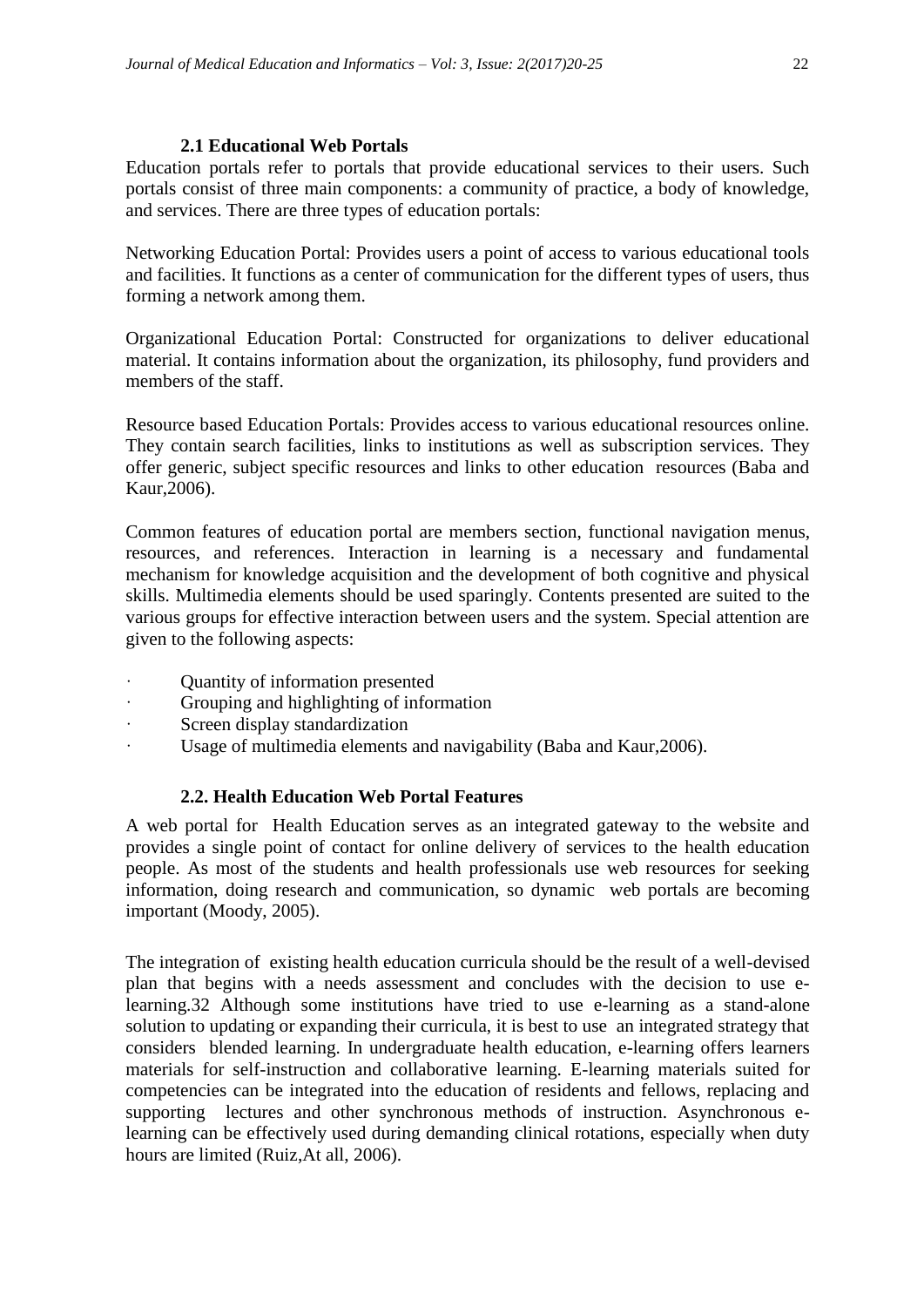### 2.1 Educational Web Portals

Education portals refer to portals that provide educational services to their users. Such portals consist of three main components: a community of practice, a body of knowledge, and services. There are three types of education portals:

Networking Education Portal: Provides users a point of access to various educational tools and facilities. It functions as a center of communication for the different types of users, thus forming a network among them.

Organizational Education Portal: Constructed for organizations to deliver educational material. It contains information about the organization, its philosophy, fund providers and members of the staff.

Resource based Education Portals: Provides access to various educational resources online. They contain search facilities, links to institutions as well as subscription services. They offer generic, subject specific resources and links to other education resources (Baba and Kaur,2006).

Common features of education portal are members section, functional navigation menus, resources, and references. Interaction in learning is a necessary and fundamental mechanism for knowledge acquisition and the development of both cognitive and physical skills. Multimedia elements should be used sparingly. Contents presented are suited to the various groups for effective interaction between users and the system. Special attention are given to the following aspects:

- Quantity of information presented
- Grouping and highlighting of information
- Screen display standardization
- Usage of multimedia elements and navigability (Baba and Kaur,2006).

### 2.2. Health Education Web Portal Features

A web portal for Health Education serves as an integrated gateway to the website and provides a single point of contact for online delivery of services to the health education people. As most of the students and health professionals use web resources for seeking information, doing research and communication, so dynamic web portals are becoming important (Moody, 2005).

The integration of existing health education curricula should be the result of a well-devised plan that begins with a needs assessment and concludes with the decision to use e-learning.32 Although some institutions have tried to use e-learning as a stand-alone solution to updating or expanding their curricula, it is best to use an integrated strategy that considers blended learning. In undergraduate health education, e-learning offers learners materials for self-instruction and collaborative learning. E-learning materials suited for competencies can be integrated into the education of residents and fellows, replacing and supporting lectures and other synchronous methods of instruction. Asynchronous e-learning can be effectively used during demanding clinical rotations, especially when duty hours are limited (Ruiz,At all, 2006).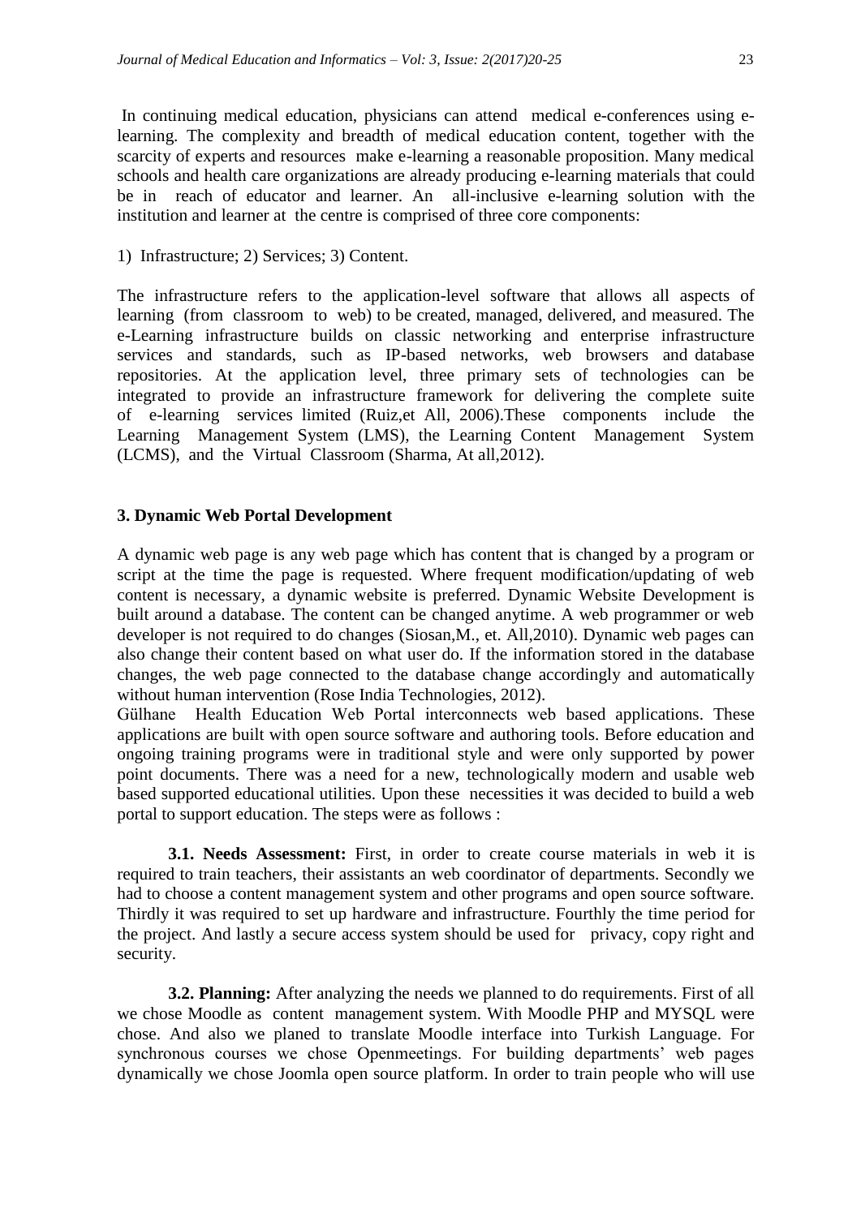In continuing medical education, physicians can attend medical e-conferences using e-learning. The complexity and breadth of medical education content, together with the scarcity of experts and resources make e-learning a reasonable proposition. Many medical schools and health care organizations are already producing e-learning materials that could be in reach of educator and learner. An all-inclusive e-learning solution with the institution and learner at the centre is comprised of three core components:

1) Infrastructure; 2) Services; 3) Content.

The infrastructure refers to the application-level software that allows all aspects of learning (from classroom to web) to be created, managed, delivered, and measured. The e-Learning infrastructure builds on classic networking and enterprise infrastructure services and standards, such as IP-based networks, web browsers and database repositories. At the application level, three primary sets of technologies can be integrated to provide an infrastructure framework for delivering the complete suite of e-learning services limited (Ruiz,et All, 2006).These components include the Learning Management System (LMS), the Learning Content Management System (LCMS), and the Virtual Classroom (Sharma, At all,2012).

## 3. Dynamic Web Portal Development

A dynamic web page is any web page which has content that is changed by a program or script at the time the page is requested. Where frequent modification/updating of web content is necessary, a dynamic website is preferred. Dynamic Website Development is built around a database. The content can be changed anytime. A web programmer or web developer is not required to do changes (Siosan,M., et. All,2010). Dynamic web pages can also change their content based on what user do. If the information stored in the database changes, the web page connected to the database change accordingly and automatically without human intervention (Rose India Technologies, 2012).

Gülhane Health Education Web Portal interconnects web based applications. These applications are built with open source software and authoring tools. Before education and ongoing training programs were in traditional style and were only supported by power point documents. There was a need for a new, technologically modern and usable web based supported educational utilities. Upon these necessities it was decided to build a web portal to support education. The steps were as follows :

**3.1. Needs Assessment:** First, in order to create course materials in web it is required to train teachers, their assistants an web coordinator of departments. Secondly we had to choose a content management system and other programs and open source software. Thirdly it was required to set up hardware and infrastructure. Fourthly the time period for the project. And lastly a secure access system should be used for privacy, copy right and security.

**3.2. Planning:** After analyzing the needs we planned to do requirements. First of all we chose Moodle as content management system. With Moodle PHP and MYSQL were chose. And also we planed to translate Moodle interface into Turkish Language. For synchronous courses we chose Openmeetings. For building departments' web pages dynamically we chose Joomla open source platform. In order to train people who will use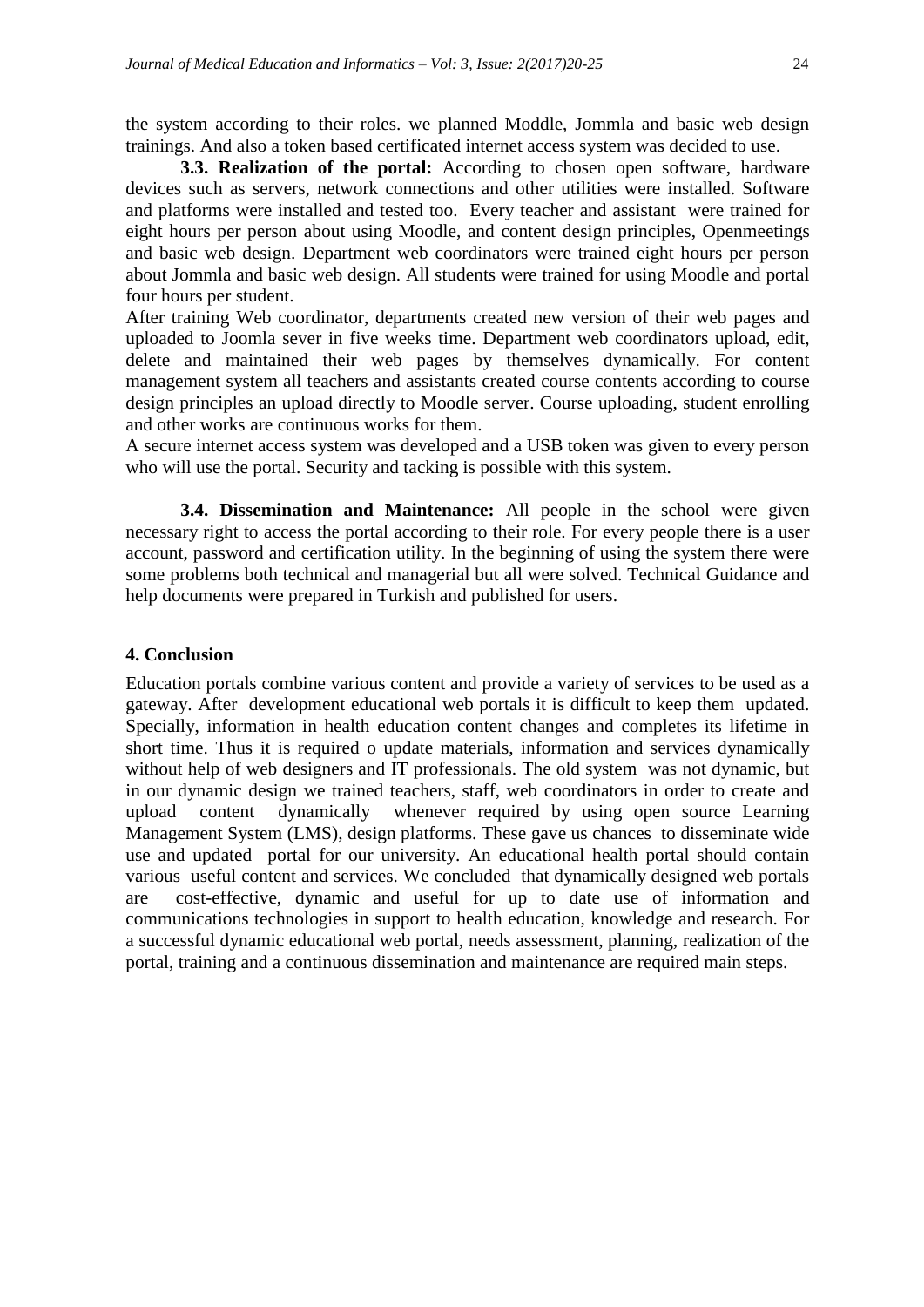the system according to their roles. we planned Moddle, Jommla and basic web design trainings. And also a token based certificated internet access system was decided to use.

**3.3. Realization of the portal:** According to chosen open software, hardware devices such as servers, network connections and other utilities were installed. Software and platforms were installed and tested too. Every teacher and assistant were trained for eight hours per person about using Moodle, and content design principles, Openmeetings and basic web design. Department web coordinators were trained eight hours per person about Jommla and basic web design. All students were trained for using Moodle and portal four hours per student.

After training Web coordinator, departments created new version of their web pages and uploaded to Joomla sever in five weeks time. Department web coordinators upload, edit, delete and maintained their web pages by themselves dynamically. For content management system all teachers and assistants created course contents according to course design principles an upload directly to Moodle server. Course uploading, student enrolling and other works are continuous works for them.

A secure internet access system was developed and a USB token was given to every person who will use the portal. Security and tacking is possible with this system.

**3.4. Dissemination and Maintenance:** All people in the school were given necessary right to access the portal according to their role. For every people there is a user account, password and certification utility. In the beginning of using the system there were some problems both technical and managerial but all were solved. Technical Guidance and help documents were prepared in Turkish and published for users.

## 4. Conclusion

Education portals combine various content and provide a variety of services to be used as a gateway. After development educational web portals it is difficult to keep them updated. Specially, information in health education content changes and completes its lifetime in short time. Thus it is required o update materials, information and services dynamically without help of web designers and IT professionals. The old system was not dynamic, but in our dynamic design we trained teachers, staff, web coordinators in order to create and upload content dynamically whenever required by using open source Learning Management System (LMS), design platforms. These gave us chances to disseminate wide use and updated portal for our university. An educational health portal should contain various useful content and services. We concluded that dynamically designed web portals are cost-effective, dynamic and useful for up to date use of information and communications technologies in support to health education, knowledge and research. For a successful dynamic educational web portal, needs assessment, planning, realization of the portal, training and a continuous dissemination and maintenance are required main steps.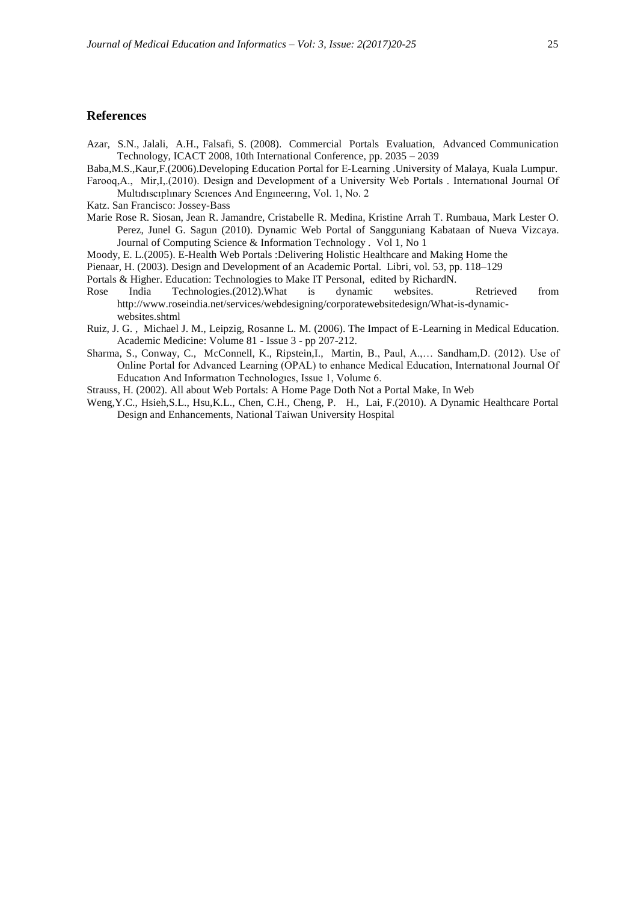## References

Azar, S.N., Jalali, A.H., Falsafi, S. (2008). Commercial Portals Evaluation, Advanced Communication Technology, ICACT 2008, 10th International Conference, pp. 2035 – 2039

Baba,M.S.,Kaur,F.(2006).Developing Education Portal for E-Learning .University of Malaya, Kuala Lumpur.

Farooq,A., Mir,I,.(2010). Design and Development of a University Web Portals . Internatıonal Journal Of Multıdıscıplınary Scıences And Engıneerıng, Vol. 1, No. 2

Katz. San Francisco: Jossey-Bass

Marie Rose R. Siosan, Jean R. Jamandre, Cristabelle R. Medina, Kristine Arrah T. Rumbaua, Mark Lester O. Perez, Junel G. Sagun (2010). Dynamic Web Portal of Sangguniang Kabataan of Nueva Vizcaya. Journal of Computing Science & Information Technology . Vol 1, No 1

Moody, E. L.(2005). E-Health Web Portals :Delivering Holistic Healthcare and Making Home the

Pienaar, H. (2003). Design and Development of an Academic Portal. Libri, vol. 53, pp. 118–129

Portals & Higher. Education: Technologies to Make IT Personal, edited by RichardN.

Rose India Technologies.(2012).What is dynamic websites. Retrieved from http://www.roseindia.net/services/webdesigning/corporatewebsitedesign/What-is-dynamic-websites.shtml

Ruiz, J. G. , Michael J. M., Leipzig, Rosanne L. M. (2006). The Impact of E-Learning in Medical Education. Academic Medicine: Volume 81 - Issue 3 - pp 207-212.

Sharma, S., Conway, C., McConnell, K., Ripstein,I., Martin, B., Paul, A.,… Sandham,D. (2012). Use of Online Portal for Advanced Learning (OPAL) to enhance Medical Education, Internatıonal Journal Of Educatıon And Informatıon Technologıes, Issue 1, Volume 6.

Strauss, H. (2002). All about Web Portals: A Home Page Doth Not a Portal Make, In Web

Weng,Y.C., Hsieh,S.L., Hsu,K.L., Chen, C.H., Cheng, P. H., Lai, F.(2010). A Dynamic Healthcare Portal Design and Enhancements, National Taiwan University Hospital